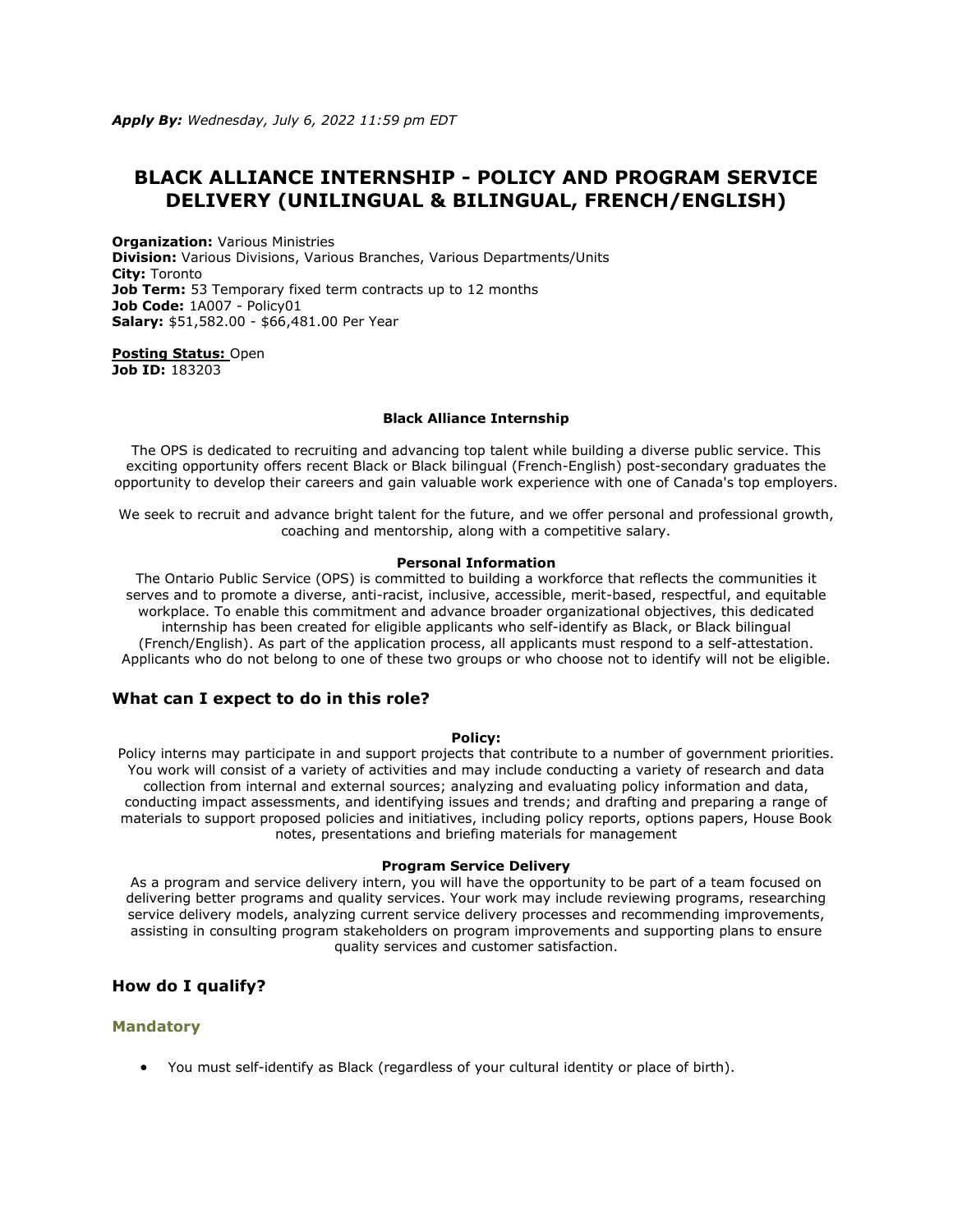***Apply By:*** *Wednesday, July 6, 2022 11:59 pm EDT*

# BLACK ALLIANCE INTERNSHIP - POLICY AND PROGRAM SERVICE DELIVERY (UNILINGUAL & BILINGUAL, FRENCH/ENGLISH)

**Organization:** Various Ministries
**Division:** Various Divisions, Various Branches, Various Departments/Units
**City:** Toronto
**Job Term:** 53 Temporary fixed term contracts up to 12 months
**Job Code:** 1A007 - Policy01
**Salary:** $51,582.00 - $66,481.00 Per Year

**Posting Status:** Open
**Job ID:** 183203

**Black Alliance Internship**

The OPS is dedicated to recruiting and advancing top talent while building a diverse public service. This exciting opportunity offers recent Black or Black bilingual (French-English) post-secondary graduates the opportunity to develop their careers and gain valuable work experience with one of Canada's top employers.

We seek to recruit and advance bright talent for the future, and we offer personal and professional growth, coaching and mentorship, along with a competitive salary.

**Personal Information**

The Ontario Public Service (OPS) is committed to building a workforce that reflects the communities it serves and to promote a diverse, anti-racist, inclusive, accessible, merit-based, respectful, and equitable workplace. To enable this commitment and advance broader organizational objectives, this dedicated internship has been created for eligible applicants who self-identify as Black, or Black bilingual (French/English). As part of the application process, all applicants must respond to a self-attestation. Applicants who do not belong to one of these two groups or who choose not to identify will not be eligible.

## What can I expect to do in this role?

**Policy:**

Policy interns may participate in and support projects that contribute to a number of government priorities. You work will consist of a variety of activities and may include conducting a variety of research and data collection from internal and external sources; analyzing and evaluating policy information and data, conducting impact assessments, and identifying issues and trends; and drafting and preparing a range of materials to support proposed policies and initiatives, including policy reports, options papers, House Book notes, presentations and briefing materials for management

**Program Service Delivery**

As a program and service delivery intern, you will have the opportunity to be part of a team focused on delivering better programs and quality services. Your work may include reviewing programs, researching service delivery models, analyzing current service delivery processes and recommending improvements, assisting in consulting program stakeholders on program improvements and supporting plans to ensure quality services and customer satisfaction.

## How do I qualify?

### Mandatory

- You must self-identify as Black (regardless of your cultural identity or place of birth).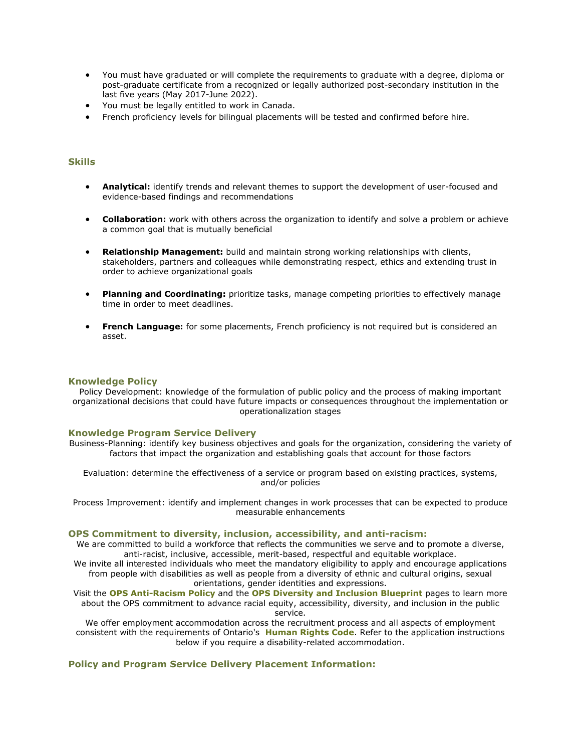- You must have graduated or will complete the requirements to graduate with a degree, diploma or post-graduate certificate from a recognized or legally authorized post-secondary institution in the last five years (May 2017-June 2022).
- You must be legally entitled to work in Canada.
- French proficiency levels for bilingual placements will be tested and confirmed before hire.

### Skills

- **Analytical:** identify trends and relevant themes to support the development of user-focused and evidence-based findings and recommendations
- **Collaboration:** work with others across the organization to identify and solve a problem or achieve a common goal that is mutually beneficial
- **Relationship Management:** build and maintain strong working relationships with clients, stakeholders, partners and colleagues while demonstrating respect, ethics and extending trust in order to achieve organizational goals
- **Planning and Coordinating:** prioritize tasks, manage competing priorities to effectively manage time in order to meet deadlines.
- **French Language:** for some placements, French proficiency is not required but is considered an asset.

### Knowledge Policy

Policy Development: knowledge of the formulation of public policy and the process of making important organizational decisions that could have future impacts or consequences throughout the implementation or operationalization stages

### Knowledge Program Service Delivery

Business-Planning: identify key business objectives and goals for the organization, considering the variety of factors that impact the organization and establishing goals that account for those factors

Evaluation: determine the effectiveness of a service or program based on existing practices, systems, and/or policies

Process Improvement: identify and implement changes in work processes that can be expected to produce measurable enhancements

### OPS Commitment to diversity, inclusion, accessibility, and anti-racism:

We are committed to build a workforce that reflects the communities we serve and to promote a diverse, anti-racist, inclusive, accessible, merit-based, respectful and equitable workplace.

We invite all interested individuals who meet the mandatory eligibility to apply and encourage applications from people with disabilities as well as people from a diversity of ethnic and cultural origins, sexual orientations, gender identities and expressions.

Visit the **OPS Anti-Racism Policy** and the **OPS Diversity and Inclusion Blueprint** pages to learn more about the OPS commitment to advance racial equity, accessibility, diversity, and inclusion in the public service.

We offer employment accommodation across the recruitment process and all aspects of employment consistent with the requirements of Ontario's **Human Rights Code**. Refer to the application instructions below if you require a disability-related accommodation.

### Policy and Program Service Delivery Placement Information: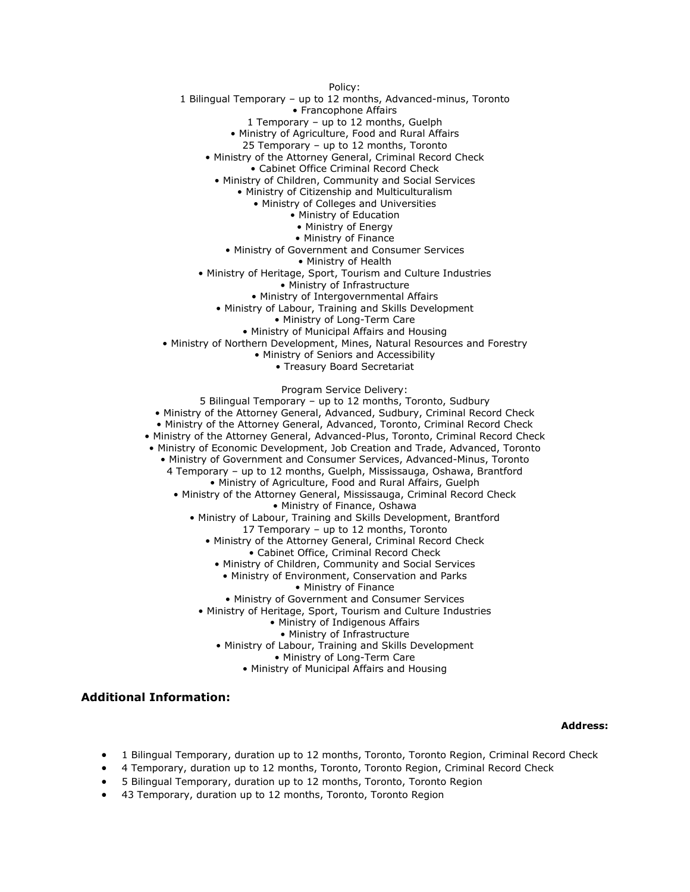Policy:

1 Bilingual Temporary – up to 12 months, Advanced-minus, Toronto

- Francophone Affairs

1 Temporary – up to 12 months, Guelph

- Ministry of Agriculture, Food and Rural Affairs

25 Temporary – up to 12 months, Toronto

- Ministry of the Attorney General, Criminal Record Check
- Cabinet Office Criminal Record Check
- Ministry of Children, Community and Social Services
- Ministry of Citizenship and Multiculturalism
- Ministry of Colleges and Universities
- Ministry of Education
- Ministry of Energy
- Ministry of Finance
- Ministry of Government and Consumer Services
- Ministry of Health
- Ministry of Heritage, Sport, Tourism and Culture Industries
- Ministry of Infrastructure
- Ministry of Intergovernmental Affairs
- Ministry of Labour, Training and Skills Development
- Ministry of Long-Term Care
- Ministry of Municipal Affairs and Housing
- Ministry of Northern Development, Mines, Natural Resources and Forestry
- Ministry of Seniors and Accessibility
- Treasury Board Secretariat

Program Service Delivery:

5 Bilingual Temporary – up to 12 months, Toronto, Sudbury

- Ministry of the Attorney General, Advanced, Sudbury, Criminal Record Check
- Ministry of the Attorney General, Advanced, Toronto, Criminal Record Check
- Ministry of the Attorney General, Advanced-Plus, Toronto, Criminal Record Check
- Ministry of Economic Development, Job Creation and Trade, Advanced, Toronto
- Ministry of Government and Consumer Services, Advanced-Minus, Toronto

4 Temporary – up to 12 months, Guelph, Mississauga, Oshawa, Brantford

- Ministry of Agriculture, Food and Rural Affairs, Guelph
- Ministry of the Attorney General, Mississauga, Criminal Record Check
- Ministry of Finance, Oshawa
- Ministry of Labour, Training and Skills Development, Brantford

17 Temporary – up to 12 months, Toronto

- Ministry of the Attorney General, Criminal Record Check
- Cabinet Office, Criminal Record Check
- Ministry of Children, Community and Social Services
- Ministry of Environment, Conservation and Parks
- Ministry of Finance
- Ministry of Government and Consumer Services
- Ministry of Heritage, Sport, Tourism and Culture Industries
- Ministry of Indigenous Affairs
- Ministry of Infrastructure
- Ministry of Labour, Training and Skills Development
- Ministry of Long-Term Care
- Ministry of Municipal Affairs and Housing

## Additional Information:

**Address:**

- 1 Bilingual Temporary, duration up to 12 months, Toronto, Toronto Region, Criminal Record Check
- 4 Temporary, duration up to 12 months, Toronto, Toronto Region, Criminal Record Check
- 5 Bilingual Temporary, duration up to 12 months, Toronto, Toronto Region
- 43 Temporary, duration up to 12 months, Toronto, Toronto Region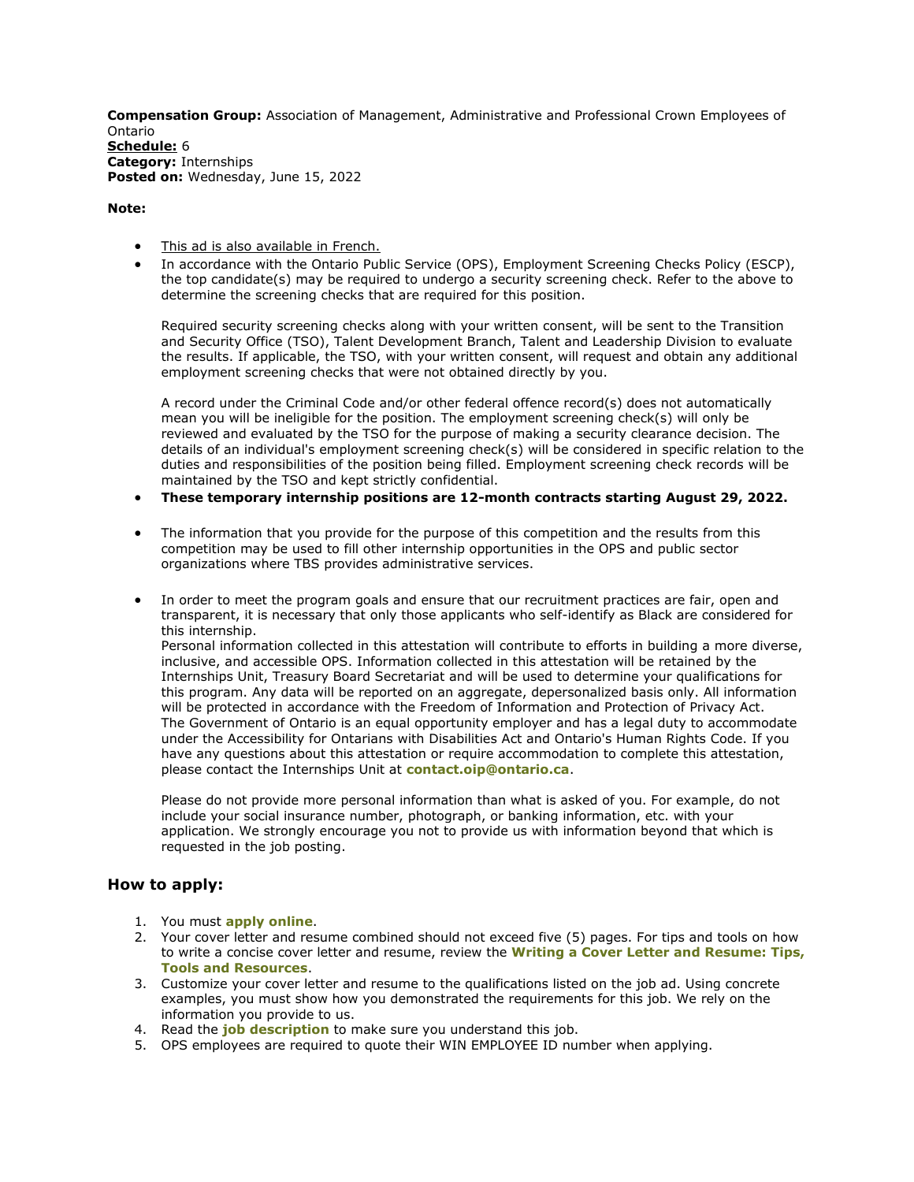**Compensation Group:** Association of Management, Administrative and Professional Crown Employees of Ontario
**Schedule:** 6
**Category:** Internships
**Posted on:** Wednesday, June 15, 2022

**Note:**

- This ad is also available in French.
- In accordance with the Ontario Public Service (OPS), Employment Screening Checks Policy (ESCP), the top candidate(s) may be required to undergo a security screening check. Refer to the above to determine the screening checks that are required for this position.

  Required security screening checks along with your written consent, will be sent to the Transition and Security Office (TSO), Talent Development Branch, Talent and Leadership Division to evaluate the results. If applicable, the TSO, with your written consent, will request and obtain any additional employment screening checks that were not obtained directly by you.

  A record under the Criminal Code and/or other federal offence record(s) does not automatically mean you will be ineligible for the position. The employment screening check(s) will only be reviewed and evaluated by the TSO for the purpose of making a security clearance decision. The details of an individual's employment screening check(s) will be considered in specific relation to the duties and responsibilities of the position being filled. Employment screening check records will be maintained by the TSO and kept strictly confidential.
- **These temporary internship positions are 12-month contracts starting August 29, 2022.**
- The information that you provide for the purpose of this competition and the results from this competition may be used to fill other internship opportunities in the OPS and public sector organizations where TBS provides administrative services.
- In order to meet the program goals and ensure that our recruitment practices are fair, open and transparent, it is necessary that only those applicants who self-identify as Black are considered for this internship.
  Personal information collected in this attestation will contribute to efforts in building a more diverse, inclusive, and accessible OPS. Information collected in this attestation will be retained by the Internships Unit, Treasury Board Secretariat and will be used to determine your qualifications for this program. Any data will be reported on an aggregate, depersonalized basis only. All information will be protected in accordance with the Freedom of Information and Protection of Privacy Act.
  The Government of Ontario is an equal opportunity employer and has a legal duty to accommodate under the Accessibility for Ontarians with Disabilities Act and Ontario's Human Rights Code. If you have any questions about this attestation or require accommodation to complete this attestation, please contact the Internships Unit at **contact.oip@ontario.ca**.

  Please do not provide more personal information than what is asked of you. For example, do not include your social insurance number, photograph, or banking information, etc. with your application. We strongly encourage you not to provide us with information beyond that which is requested in the job posting.

## How to apply:

1. You must **apply online**.
2. Your cover letter and resume combined should not exceed five (5) pages. For tips and tools on how to write a concise cover letter and resume, review the **Writing a Cover Letter and Resume: Tips, Tools and Resources**.
3. Customize your cover letter and resume to the qualifications listed on the job ad. Using concrete examples, you must show how you demonstrated the requirements for this job. We rely on the information you provide to us.
4. Read the **job description** to make sure you understand this job.
5. OPS employees are required to quote their WIN EMPLOYEE ID number when applying.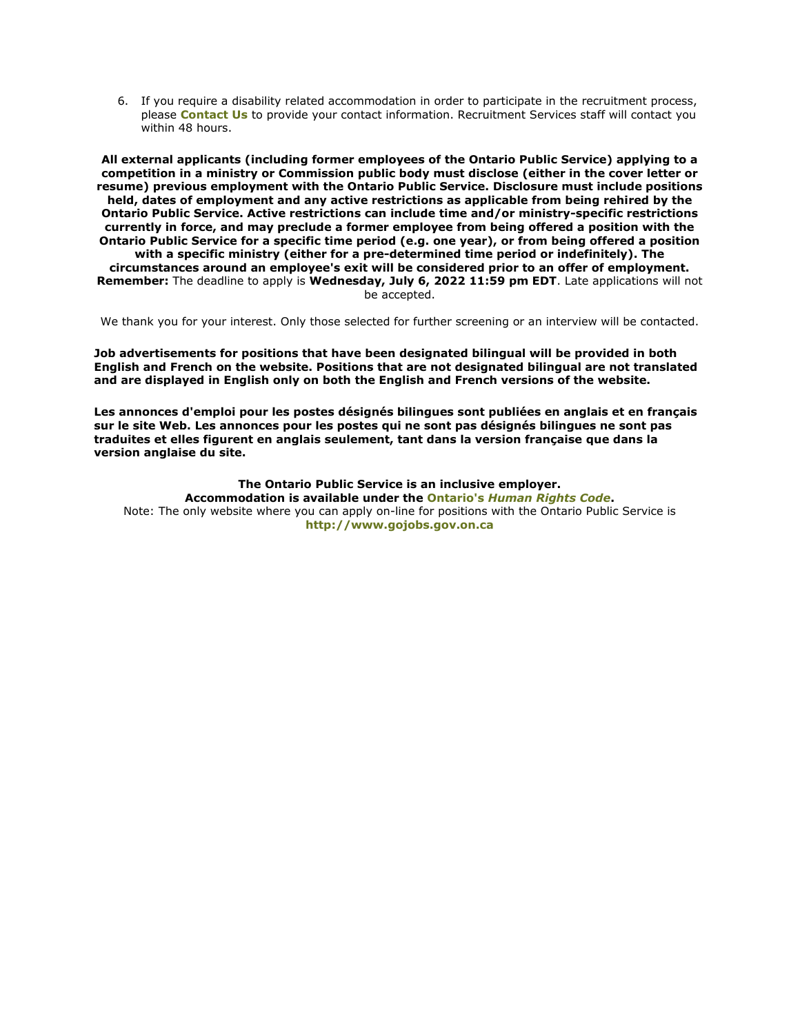6. If you require a disability related accommodation in order to participate in the recruitment process, please **Contact Us** to provide your contact information. Recruitment Services staff will contact you within 48 hours.

**All external applicants (including former employees of the Ontario Public Service) applying to a competition in a ministry or Commission public body must disclose (either in the cover letter or resume) previous employment with the Ontario Public Service. Disclosure must include positions held, dates of employment and any active restrictions as applicable from being rehired by the Ontario Public Service. Active restrictions can include time and/or ministry-specific restrictions currently in force, and may preclude a former employee from being offered a position with the Ontario Public Service for a specific time period (e.g. one year), or from being offered a position with a specific ministry (either for a pre-determined time period or indefinitely). The circumstances around an employee's exit will be considered prior to an offer of employment.**
**Remember:** The deadline to apply is **Wednesday, July 6, 2022 11:59 pm EDT**. Late applications will not be accepted.

We thank you for your interest. Only those selected for further screening or an interview will be contacted.

**Job advertisements for positions that have been designated bilingual will be provided in both English and French on the website. Positions that are not designated bilingual are not translated and are displayed in English only on both the English and French versions of the website.**

**Les annonces d'emploi pour les postes désignés bilingues sont publiées en anglais et en français sur le site Web. Les annonces pour les postes qui ne sont pas désignés bilingues ne sont pas traduites et elles figurent en anglais seulement, tant dans la version française que dans la version anglaise du site.**

**The Ontario Public Service is an inclusive employer.**
**Accommodation is available under the Ontario's *Human Rights Code*.**
Note: The only website where you can apply on-line for positions with the Ontario Public Service is **http://www.gojobs.gov.on.ca**